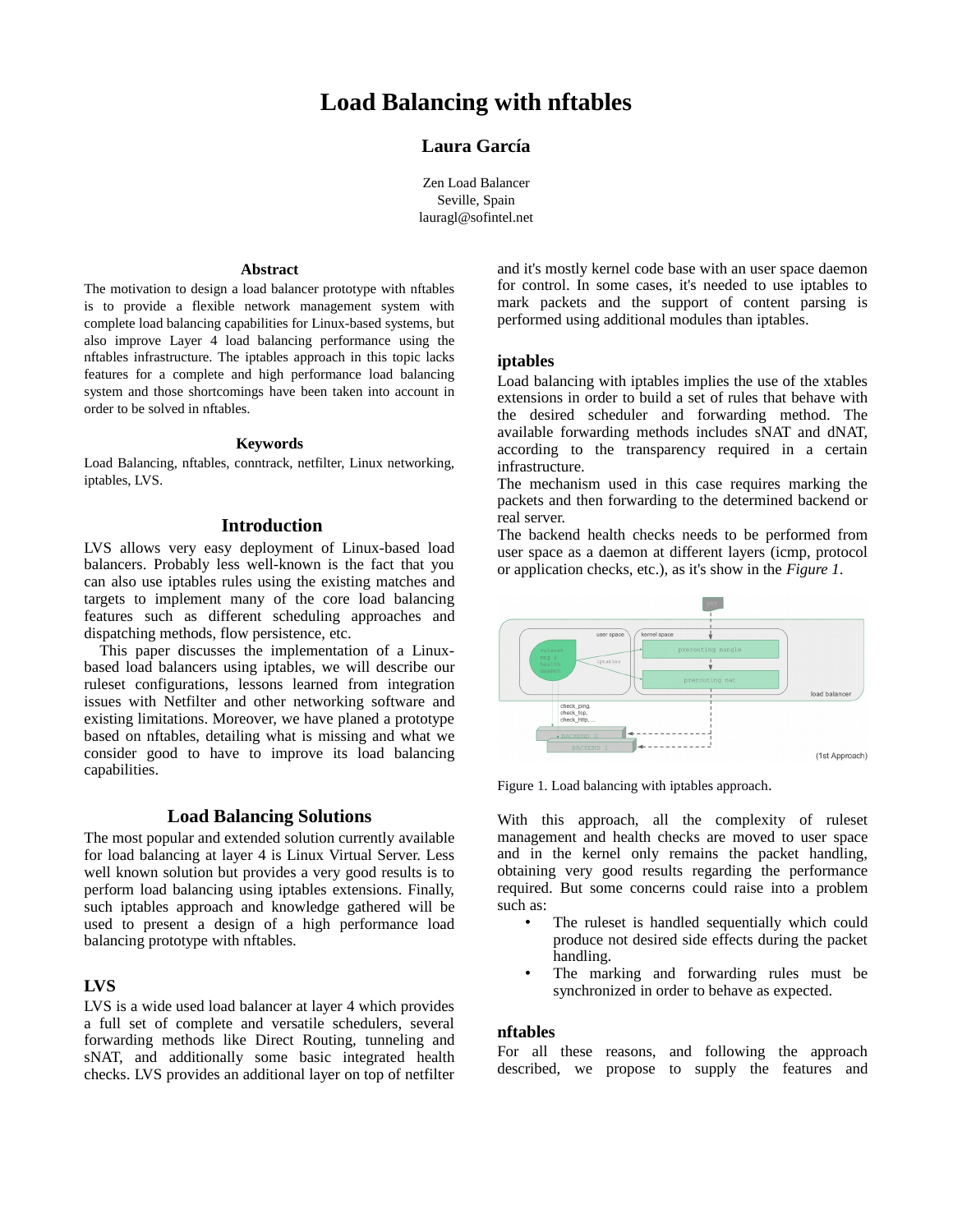# Load Balancing with nftables

**Laura García**

Zen Load Balancer
Seville, Spain
lauragl@sofintel.net

## Abstract

The motivation to design a load balancer prototype with nftables is to provide a flexible network management system with complete load balancing capabilities for Linux-based systems, but also improve Layer 4 load balancing performance using the nftables infrastructure. The iptables approach in this topic lacks features for a complete and high performance load balancing system and those shortcomings have been taken into account in order to be solved in nftables.

## Keywords

Load Balancing, nftables, conntrack, netfilter, Linux networking, iptables, LVS.

## Introduction

LVS allows very easy deployment of Linux-based load balancers. Probably less well-known is the fact that you can also use iptables rules using the existing matches and targets to implement many of the core load balancing features such as different scheduling approaches and dispatching methods, flow persistence, etc.

This paper discusses the implementation of a Linux-based load balancers using iptables, we will describe our ruleset configurations, lessons learned from integration issues with Netfilter and other networking software and existing limitations. Moreover, we have planed a prototype based on nftables, detailing what is missing and what we consider good to have to improve its load balancing capabilities.

## Load Balancing Solutions

The most popular and extended solution currently available for load balancing at layer 4 is Linux Virtual Server. Less well known solution but provides a very good results is to perform load balancing using iptables extensions. Finally, such iptables approach and knowledge gathered will be used to present a design of a high performance load balancing prototype with nftables.

### LVS

LVS is a wide used load balancer at layer 4 which provides a full set of complete and versatile schedulers, several forwarding methods like Direct Routing, tunneling and sNAT, and additionally some basic integrated health checks. LVS provides an additional layer on top of netfilter and it's mostly kernel code base with an user space daemon for control. In some cases, it's needed to use iptables to mark packets and the support of content parsing is performed using additional modules than iptables.

### iptables

Load balancing with iptables implies the use of the xtables extensions in order to build a set of rules that behave with the desired scheduler and forwarding method. The available forwarding methods includes sNAT and dNAT, according to the transparency required in a certain infrastructure.

The mechanism used in this case requires marking the packets and then forwarding to the determined backend or real server.

The backend health checks needs to be performed from user space as a daemon at different layers (icmp, protocol or application checks, etc.), as it's show in the *Figure 1*.

Figure 1. Load balancing with iptables approach.

With this approach, all the complexity of ruleset management and health checks are moved to user space and in the kernel only remains the packet handling, obtaining very good results regarding the performance required. But some concerns could raise into a problem such as:

- The ruleset is handled sequentially which could produce not desired side effects during the packet handling.
- The marking and forwarding rules must be synchronized in order to behave as expected.

### nftables

For all these reasons, and following the approach described, we propose to supply the features and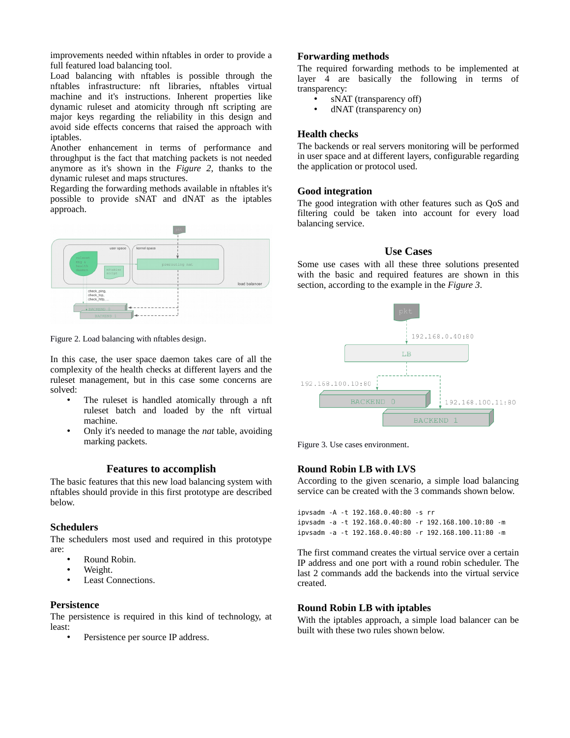improvements needed within nftables in order to provide a full featured load balancing tool.

Load balancing with nftables is possible through the nftables infrastructure: nft libraries, nftables virtual machine and it's instructions. Inherent properties like dynamic ruleset and atomicity through nft scripting are major keys regarding the reliability in this design and avoid side effects concerns that raised the approach with iptables.

Another enhancement in terms of performance and throughput is the fact that matching packets is not needed anymore as it's shown in the *Figure 2,* thanks to the dynamic ruleset and maps structures.

Regarding the forwarding methods available in nftables it's possible to provide sNAT and dNAT as the iptables approach.

Figure 2. Load balancing with nftables design.

In this case, the user space daemon takes care of all the complexity of the health checks at different layers and the ruleset management, but in this case some concerns are solved:

- The ruleset is handled atomically through a nft ruleset batch and loaded by the nft virtual machine.
- Only it's needed to manage the *nat* table, avoiding marking packets.

## Features to accomplish

The basic features that this new load balancing system with nftables should provide in this first prototype are described below.

### Schedulers

The schedulers most used and required in this prototype are:

- Round Robin.
- Weight.
- Least Connections.

### Persistence

The persistence is required in this kind of technology, at least:

- Persistence per source IP address.

### Forwarding methods

The required forwarding methods to be implemented at layer 4 are basically the following in terms of transparency:

- sNAT (transparency off)
- dNAT (transparency on)

### Health checks

The backends or real servers monitoring will be performed in user space and at different layers, configurable regarding the application or protocol used.

### Good integration

The good integration with other features such as QoS and filtering could be taken into account for every load balancing service.

## Use Cases

Some use cases with all these three solutions presented with the basic and required features are shown in this section, according to the example in the *Figure 3*.

Figure 3. Use cases environment.

### Round Robin LB with LVS

According to the given scenario, a simple load balancing service can be created with the 3 commands shown below.

```
ipvsadm -A -t 192.168.0.40:80 -s rr
ipvsadm -a -t 192.168.0.40:80 -r 192.168.100.10:80 -m
ipvsadm -a -t 192.168.0.40:80 -r 192.168.100.11:80 -m
```

The first command creates the virtual service over a certain IP address and one port with a round robin scheduler. The last 2 commands add the backends into the virtual service created.

### Round Robin LB with iptables

With the iptables approach, a simple load balancer can be built with these two rules shown below.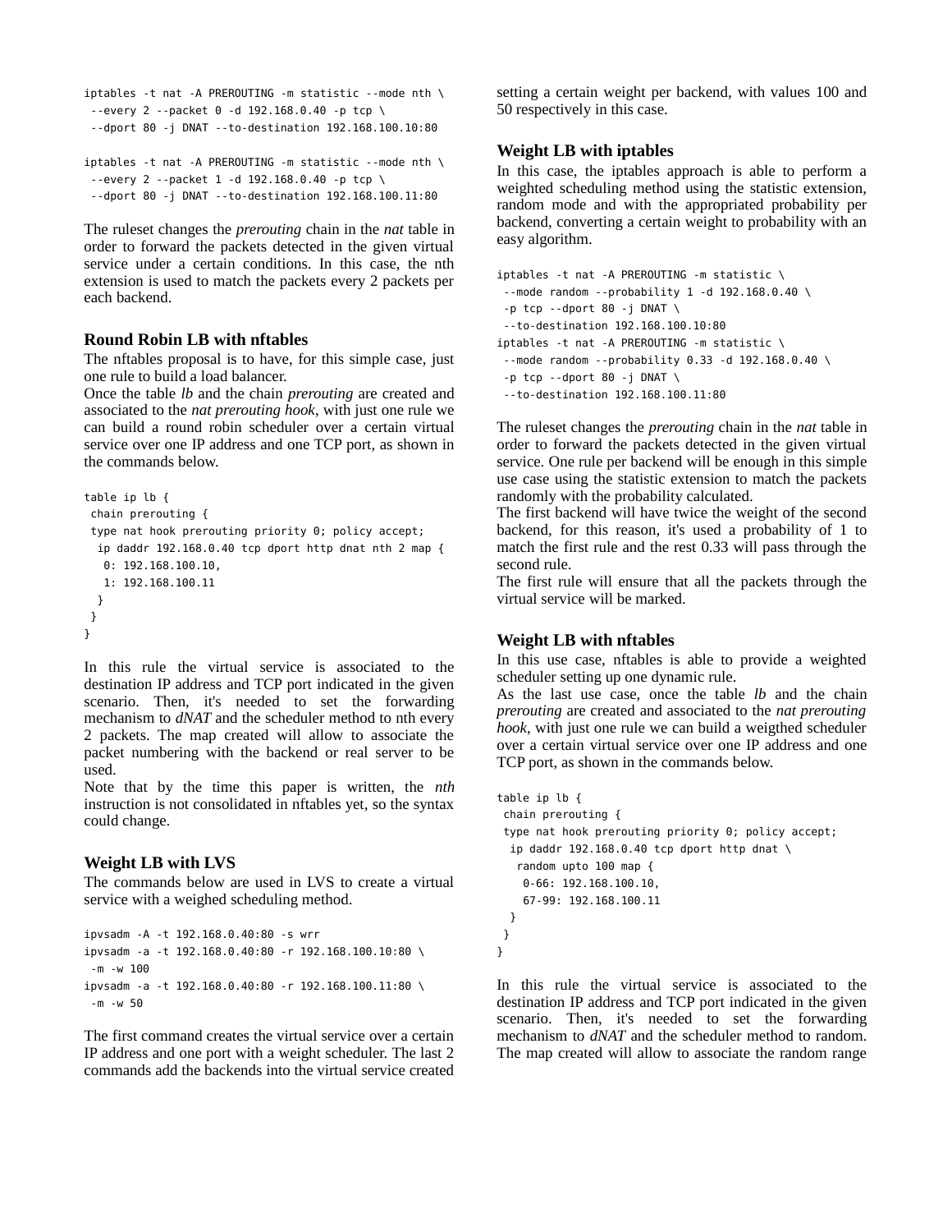```
iptables -t nat -A PREROUTING -m statistic --mode nth \
 --every 2 --packet 0 -d 192.168.0.40 -p tcp \
 --dport 80 -j DNAT --to-destination 192.168.100.10:80

iptables -t nat -A PREROUTING -m statistic --mode nth \
 --every 2 --packet 1 -d 192.168.0.40 -p tcp \
 --dport 80 -j DNAT --to-destination 192.168.100.11:80
```

The ruleset changes the *prerouting* chain in the *nat* table in order to forward the packets detected in the given virtual service under a certain conditions. In this case, the nth extension is used to match the packets every 2 packets per each backend.

### Round Robin LB with nftables

The nftables proposal is to have, for this simple case, just one rule to build a load balancer.
Once the table *lb* and the chain *prerouting* are created and associated to the *nat prerouting hook*, with just one rule we can build a round robin scheduler over a certain virtual service over one IP address and one TCP port, as shown in the commands below.

```
table ip lb {
 chain prerouting {
 type nat hook prerouting priority 0; policy accept;
  ip daddr 192.168.0.40 tcp dport http dnat nth 2 map {
   0: 192.168.100.10,
   1: 192.168.100.11
  }
 }
}
```

In this rule the virtual service is associated to the destination IP address and TCP port indicated in the given scenario. Then, it's needed to set the forwarding mechanism to *dNAT* and the scheduler method to nth every 2 packets. The map created will allow to associate the packet numbering with the backend or real server to be used.
Note that by the time this paper is written, the *nth* instruction is not consolidated in nftables yet, so the syntax could change.

### Weight LB with LVS

The commands below are used in LVS to create a virtual service with a weighed scheduling method.

```
ipvsadm -A -t 192.168.0.40:80 -s wrr
ipvsadm -a -t 192.168.0.40:80 -r 192.168.100.10:80 \
 -m -w 100
ipvsadm -a -t 192.168.0.40:80 -r 192.168.100.11:80 \
 -m -w 50
```

The first command creates the virtual service over a certain IP address and one port with a weight scheduler. The last 2 commands add the backends into the virtual service created setting a certain weight per backend, with values 100 and 50 respectively in this case.

### Weight LB with iptables

In this case, the iptables approach is able to perform a weighted scheduling method using the statistic extension, random mode and with the appropriated probability per backend, converting a certain weight to probability with an easy algorithm.

```
iptables -t nat -A PREROUTING -m statistic \
 --mode random --probability 1 -d 192.168.0.40 \
 -p tcp --dport 80 -j DNAT \
 --to-destination 192.168.100.10:80
iptables -t nat -A PREROUTING -m statistic \
 --mode random --probability 0.33 -d 192.168.0.40 \
 -p tcp --dport 80 -j DNAT \
 --to-destination 192.168.100.11:80
```

The ruleset changes the *prerouting* chain in the *nat* table in order to forward the packets detected in the given virtual service. One rule per backend will be enough in this simple use case using the statistic extension to match the packets randomly with the probability calculated.
The first backend will have twice the weight of the second backend, for this reason, it's used a probability of 1 to match the first rule and the rest 0.33 will pass through the second rule.
The first rule will ensure that all the packets through the virtual service will be marked.

### Weight LB with nftables

In this use case, nftables is able to provide a weighted scheduler setting up one dynamic rule.
As the last use case, once the table *lb* and the chain *prerouting* are created and associated to the *nat prerouting hook*, with just one rule we can build a weigthed scheduler over a certain virtual service over one IP address and one TCP port, as shown in the commands below.

```
table ip lb {
 chain prerouting {
 type nat hook prerouting priority 0; policy accept;
  ip daddr 192.168.0.40 tcp dport http dnat \
   random upto 100 map {
    0-66: 192.168.100.10,
    67-99: 192.168.100.11
  }
 }
}
```

In this rule the virtual service is associated to the destination IP address and TCP port indicated in the given scenario. Then, it's needed to set the forwarding mechanism to *dNAT* and the scheduler method to random. The map created will allow to associate the random range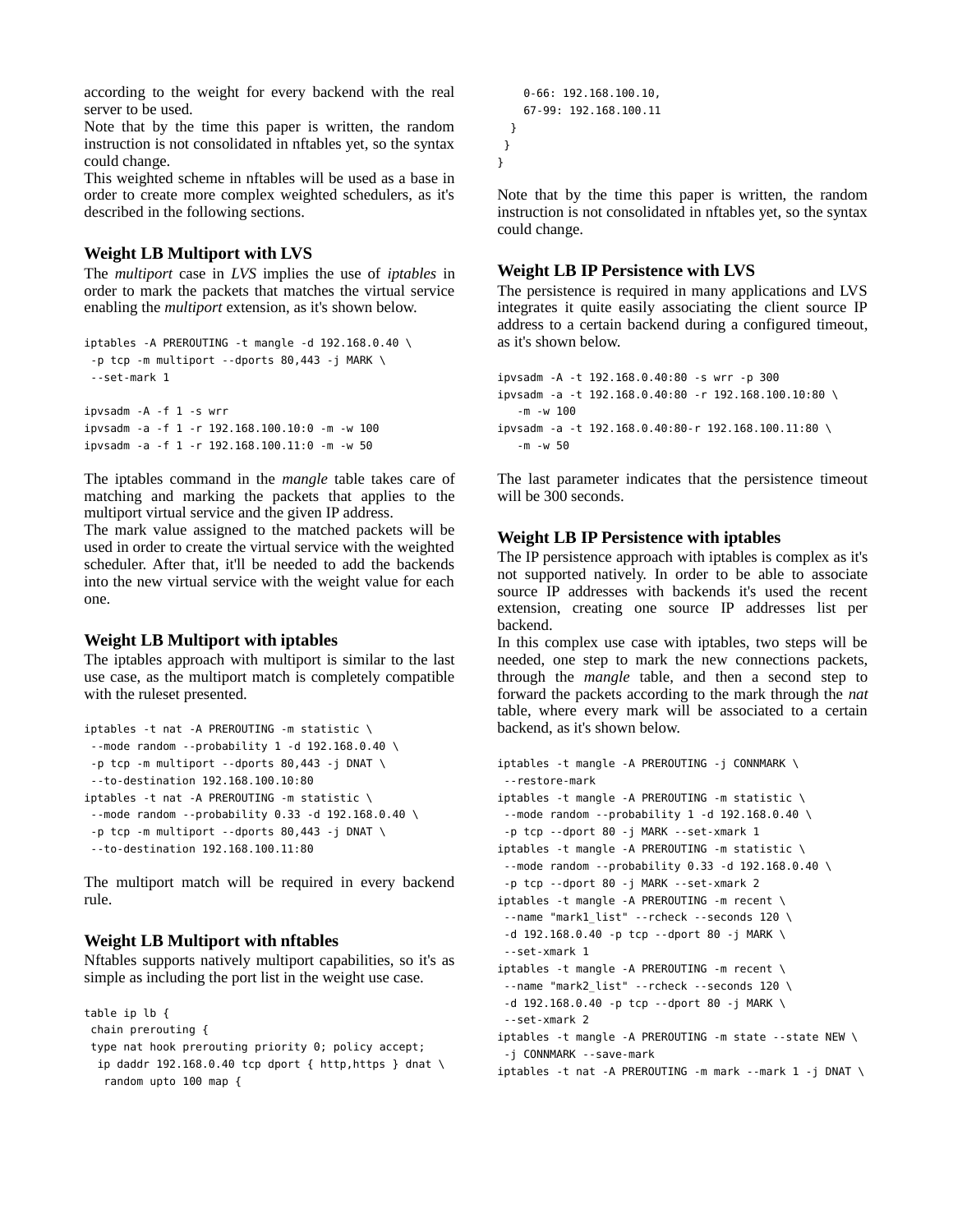according to the weight for every backend with the real server to be used.

Note that by the time this paper is written, the random instruction is not consolidated in nftables yet, so the syntax could change.

This weighted scheme in nftables will be used as a base in order to create more complex weighted schedulers, as it's described in the following sections.

### Weight LB Multiport with LVS

The *multiport* case in *LVS* implies the use of *iptables* in order to mark the packets that matches the virtual service enabling the *multiport* extension, as it's shown below.

```
iptables -A PREROUTING -t mangle -d 192.168.0.40 \
 -p tcp -m multiport --dports 80,443 -j MARK \
 --set-mark 1

ipvsadm -A -f 1 -s wrr
ipvsadm -a -f 1 -r 192.168.100.10:0 -m -w 100
ipvsadm -a -f 1 -r 192.168.100.11:0 -m -w 50
```

The iptables command in the *mangle* table takes care of matching and marking the packets that applies to the multiport virtual service and the given IP address.

The mark value assigned to the matched packets will be used in order to create the virtual service with the weighted scheduler. After that, it'll be needed to add the backends into the new virtual service with the weight value for each one.

### Weight LB Multiport with iptables

The iptables approach with multiport is similar to the last use case, as the multiport match is completely compatible with the ruleset presented.

```
iptables -t nat -A PREROUTING -m statistic \
 --mode random --probability 1 -d 192.168.0.40 \
 -p tcp -m multiport --dports 80,443 -j DNAT \
 --to-destination 192.168.100.10:80
iptables -t nat -A PREROUTING -m statistic \
 --mode random --probability 0.33 -d 192.168.0.40 \
 -p tcp -m multiport --dports 80,443 -j DNAT \
 --to-destination 192.168.100.11:80
```

The multiport match will be required in every backend rule.

### Weight LB Multiport with nftables

Nftables supports natively multiport capabilities, so it's as simple as including the port list in the weight use case.

```
table ip lb {
 chain prerouting {
 type nat hook prerouting priority 0; policy accept;
  ip daddr 192.168.0.40 tcp dport { http,https } dnat \
   random upto 100 map {
    0-66: 192.168.100.10,
    67-99: 192.168.100.11
  }
 }
}
```

Note that by the time this paper is written, the random instruction is not consolidated in nftables yet, so the syntax could change.

### Weight LB IP Persistence with LVS

The persistence is required in many applications and LVS integrates it quite easily associating the client source IP address to a certain backend during a configured timeout, as it's shown below.

```
ipvsadm -A -t 192.168.0.40:80 -s wrr -p 300
ipvsadm -a -t 192.168.0.40:80 -r 192.168.100.10:80 \
   -m -w 100
ipvsadm -a -t 192.168.0.40:80-r 192.168.100.11:80 \
   -m -w 50
```

The last parameter indicates that the persistence timeout will be 300 seconds.

### Weight LB IP Persistence with iptables

The IP persistence approach with iptables is complex as it's not supported natively. In order to be able to associate source IP addresses with backends it's used the recent extension, creating one source IP addresses list per backend.

In this complex use case with iptables, two steps will be needed, one step to mark the new connections packets, through the *mangle* table, and then a second step to forward the packets according to the mark through the *nat* table, where every mark will be associated to a certain backend, as it's shown below.

```
iptables -t mangle -A PREROUTING -j CONNMARK \
 --restore-mark
iptables -t mangle -A PREROUTING -m statistic \
 --mode random --probability 1 -d 192.168.0.40 \
 -p tcp --dport 80 -j MARK --set-xmark 1
iptables -t mangle -A PREROUTING -m statistic \
 --mode random --probability 0.33 -d 192.168.0.40 \
 -p tcp --dport 80 -j MARK --set-xmark 2
iptables -t mangle -A PREROUTING -m recent \
 --name "mark1_list" --rcheck --seconds 120 \
 -d 192.168.0.40 -p tcp --dport 80 -j MARK \
 --set-xmark 1
iptables -t mangle -A PREROUTING -m recent \
 --name "mark2_list" --rcheck --seconds 120 \
 -d 192.168.0.40 -p tcp --dport 80 -j MARK \
 --set-xmark 2
iptables -t mangle -A PREROUTING -m state --state NEW \
 -j CONNMARK --save-mark
iptables -t nat -A PREROUTING -m mark --mark 1 -j DNAT \
```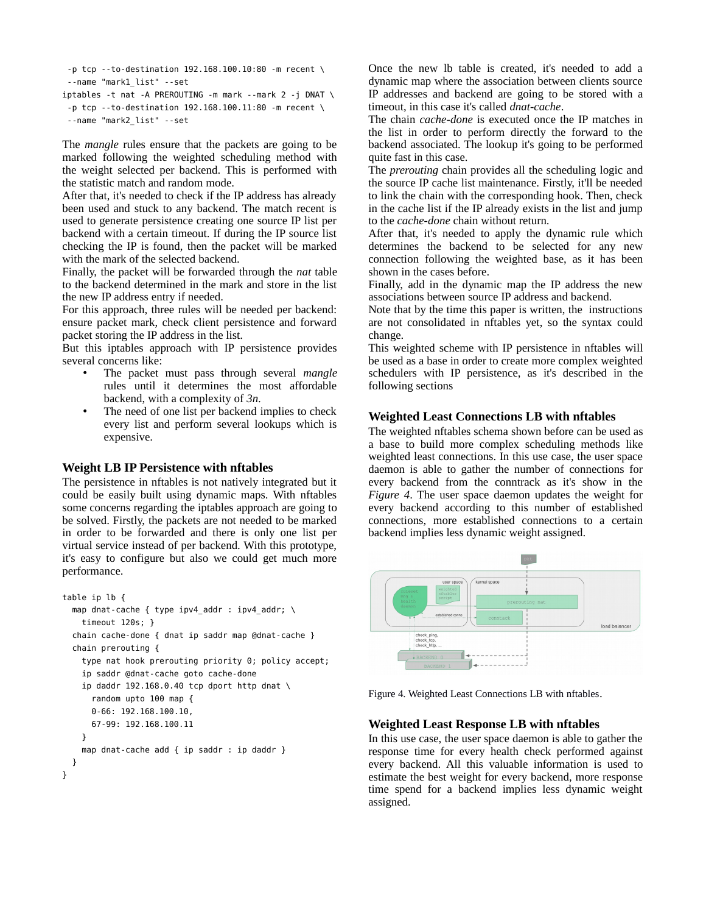```
 -p tcp --to-destination 192.168.100.10:80 -m recent \
 --name "mark1_list" --set
iptables -t nat -A PREROUTING -m mark --mark 2 -j DNAT \
 -p tcp --to-destination 192.168.100.11:80 -m recent \
 --name "mark2_list" --set
```

The *mangle* rules ensure that the packets are going to be marked following the weighted scheduling method with the weight selected per backend. This is performed with the statistic match and random mode.

After that, it's needed to check if the IP address has already been used and stuck to any backend. The match recent is used to generate persistence creating one source IP list per backend with a certain timeout. If during the IP source list checking the IP is found, then the packet will be marked with the mark of the selected backend.

Finally, the packet will be forwarded through the *nat* table to the backend determined in the mark and store in the list the new IP address entry if needed.

For this approach, three rules will be needed per backend: ensure packet mark, check client persistence and forward packet storing the IP address in the list.

But this iptables approach with IP persistence provides several concerns like:

- The packet must pass through several *mangle* rules until it determines the most affordable backend, with a complexity of *3n*.
- The need of one list per backend implies to check every list and perform several lookups which is expensive.

## Weight LB IP Persistence with nftables

The persistence in nftables is not natively integrated but it could be easily built using dynamic maps. With nftables some concerns regarding the iptables approach are going to be solved. Firstly, the packets are not needed to be marked in order to be forwarded and there is only one list per virtual service instead of per backend. With this prototype, it's easy to configure but also we could get much more performance.

```
table ip lb {
  map dnat-cache { type ipv4_addr : ipv4_addr; \
    timeout 120s; }
  chain cache-done { dnat ip saddr map @dnat-cache }
  chain prerouting {
    type nat hook prerouting priority 0; policy accept;
    ip saddr @dnat-cache goto cache-done
    ip daddr 192.168.0.40 tcp dport http dnat \
      random upto 100 map {
      0-66: 192.168.100.10,
      67-99: 192.168.100.11
    }
    map dnat-cache add { ip saddr : ip daddr }
  }
}
```

Once the new lb table is created, it's needed to add a dynamic map where the association between clients source IP addresses and backend are going to be stored with a timeout, in this case it's called *dnat-cache*.

The chain *cache-done* is executed once the IP matches in the list in order to perform directly the forward to the backend associated. The lookup it's going to be performed quite fast in this case.

The *prerouting* chain provides all the scheduling logic and the source IP cache list maintenance. Firstly, it'll be needed to link the chain with the corresponding hook. Then, check in the cache list if the IP already exists in the list and jump to the *cache-done* chain without return.

After that, it's needed to apply the dynamic rule which determines the backend to be selected for any new connection following the weighted base, as it has been shown in the cases before.

Finally, add in the dynamic map the IP address the new associations between source IP address and backend.

Note that by the time this paper is written, the instructions are not consolidated in nftables yet, so the syntax could change.

This weighted scheme with IP persistence in nftables will be used as a base in order to create more complex weighted schedulers with IP persistence, as it's described in the following sections

## Weighted Least Connections LB with nftables

The weighted nftables schema shown before can be used as a base to build more complex scheduling methods like weighted least connections. In this use case, the user space daemon is able to gather the number of connections for every backend from the conntrack as it's show in the *Figure 4*. The user space daemon updates the weight for every backend according to this number of established connections, more established connections to a certain backend implies less dynamic weight assigned.

Figure 4. Weighted Least Connections LB with nftables.

## Weighted Least Response LB with nftables

In this use case, the user space daemon is able to gather the response time for every health check performed against every backend. All this valuable information is used to estimate the best weight for every backend, more response time spend for a backend implies less dynamic weight assigned.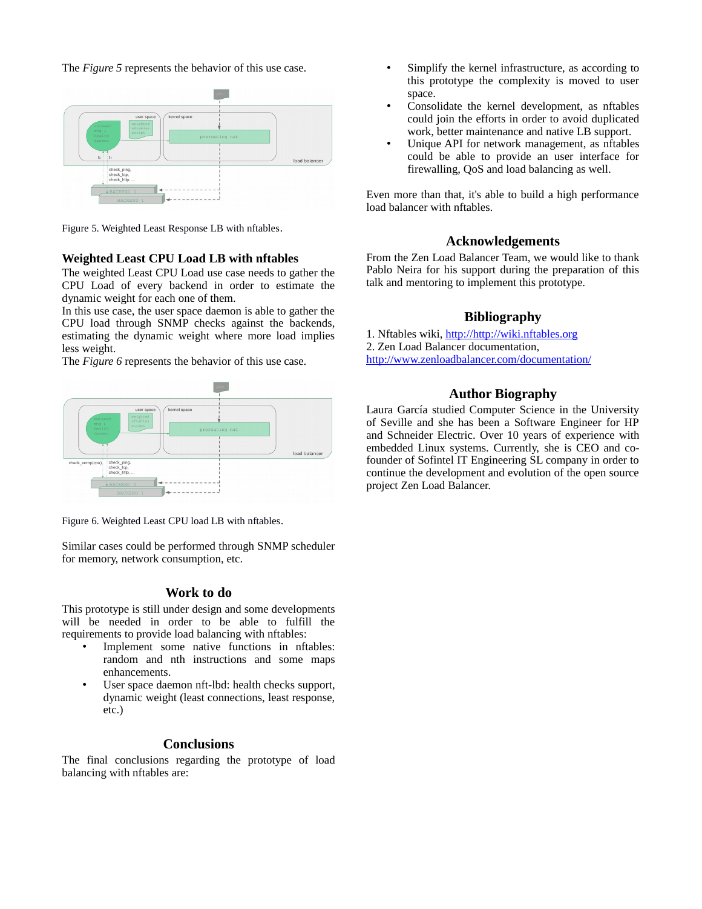The *Figure 5* represents the behavior of this use case.

Figure 5. Weighted Least Response LB with nftables.

### Weighted Least CPU Load LB with nftables

The weighted Least CPU Load use case needs to gather the CPU Load of every backend in order to estimate the dynamic weight for each one of them.

In this use case, the user space daemon is able to gather the CPU load through SNMP checks against the backends, estimating the dynamic weight where more load implies less weight.

The *Figure 6* represents the behavior of this use case.

Figure 6. Weighted Least CPU load LB with nftables.

Similar cases could be performed through SNMP scheduler for memory, network consumption, etc.

## Work to do

This prototype is still under design and some developments will be needed in order to be able to fulfill the requirements to provide load balancing with nftables:

- Implement some native functions in nftables: random and nth instructions and some maps enhancements.
- User space daemon nft-lbd: health checks support, dynamic weight (least connections, least response, etc.)

## Conclusions

The final conclusions regarding the prototype of load balancing with nftables are:

- Simplify the kernel infrastructure, as according to this prototype the complexity is moved to user space.
- Consolidate the kernel development, as nftables could join the efforts in order to avoid duplicated work, better maintenance and native LB support.
- Unique API for network management, as nftables could be able to provide an user interface for firewalling, QoS and load balancing as well.

Even more than that, it's able to build a high performance load balancer with nftables.

## Acknowledgements

From the Zen Load Balancer Team, we would like to thank Pablo Neira for his support during the preparation of this talk and mentoring to implement this prototype.

## Bibliography

1. Nftables wiki, http://http://wiki.nftables.org
2. Zen Load Balancer documentation, http://www.zenloadbalancer.com/documentation/

## Author Biography

Laura García studied Computer Science in the University of Seville and she has been a Software Engineer for HP and Schneider Electric. Over 10 years of experience with embedded Linux systems. Currently, she is CEO and co-founder of Sofintel IT Engineering SL company in order to continue the development and evolution of the open source project Zen Load Balancer.